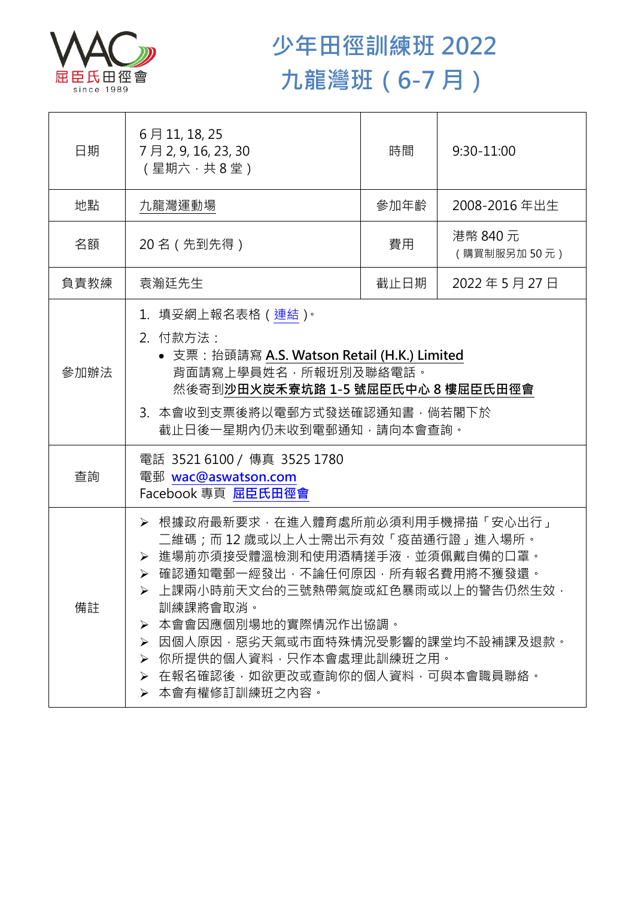# 少年田徑訓練班 2022
# 九龍灣班（6-7 月）

| 日期 | 6 月 11, 18, 25<br>7 月 2, 9, 16, 23, 30<br>（星期六，共 8 堂） | 時間 | 9:30-11:00 |
|---|---|---|---|
| 地點 | 九龍灣運動場 | 參加年齡 | 2008-2016 年出生 |
| 名額 | 20 名（先到先得） | 費用 | 港幣 840 元<br>（購買制服另加 50 元） |
| 負責教練 | 袁瀚廷先生 | 截止日期 | 2022 年 5 月 27 日 |
| 參加辦法 | 1. 填妥網上報名表格（連結）。<br>2. 付款方法：<br>• 支票：抬頭請寫 **A.S. Watson Retail (H.K.) Limited**<br>背面請寫上學員姓名，所報班別及聯絡電話。<br>然後寄到**沙田火炭禾寮坑路 1-5 號屈臣氏中心 8 樓屈臣氏田徑會**<br>3. 本會收到支票後將以電郵方式發送確認通知書，倘若閣下於截止日後一星期內仍未收到電郵通知，請向本會查詢。 | | |
| 查詢 | 電話 3521 6100 / 傳真 3525 1780<br>電郵 wac@aswatson.com<br>Facebook 專頁 屈臣氏田徑會 | | |
| 備註 | ➢ 根據政府最新要求，在進入體育處所前必須利用手機掃描「安心出行」二維碼；而 12 歲或以上人士需出示有效「疫苗通行證」進入場所。<br>➢ 進場前亦須接受體溫檢測和使用酒精搓手液，並須佩戴自備的口罩。<br>➢ 確認通知電郵一經發出，不論任何原因，所有報名費用將不獲發還。<br>➢ 上課兩小時前天文台的三號熱帶氣旋或紅色暴雨或以上的警告仍然生效，訓練課將會取消。<br>➢ 本會會因應個別場地的實際情況作出協調。<br>➢ 因個人原因，惡劣天氣或市面特殊情況受影響的課堂均不設補課及退款。<br>➢ 你所提供的個人資料，只作本會處理此訓練班之用。<br>➢ 在報名確認後，如欲更改或查詢你的個人資料，可與本會職員聯絡。<br>➢ 本會有權修訂訓練班之內容。 | | |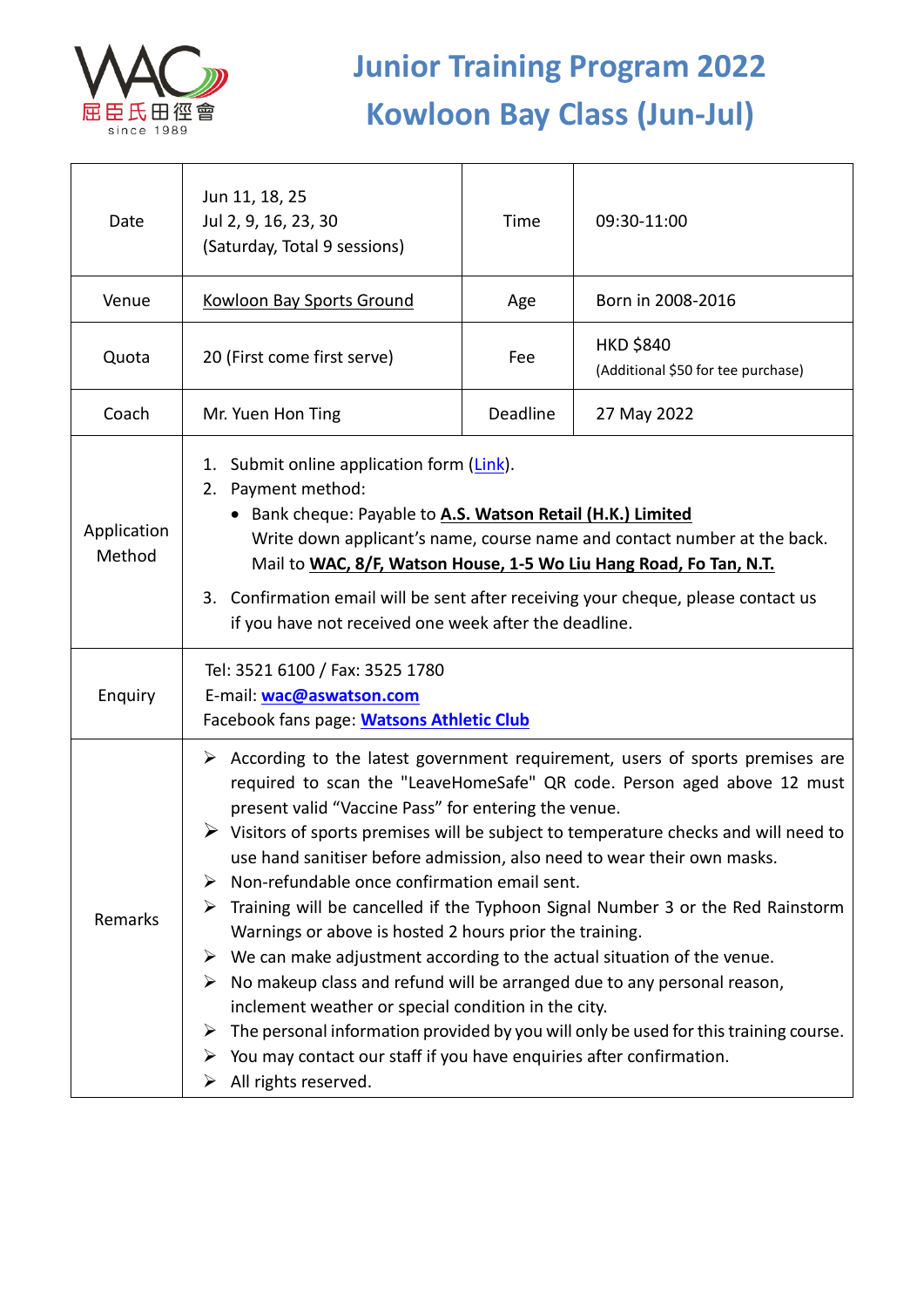# Junior Training Program 2022
# Kowloon Bay Class (Jun-Jul)

| | | | |
|---|---|---|---|
| Date | Jun 11, 18, 25<br>Jul 2, 9, 16, 23, 30<br>(Saturday, Total 9 sessions) | Time | 09:30-11:00 |
| Venue | Kowloon Bay Sports Ground | Age | Born in 2008-2016 |
| Quota | 20 (First come first serve) | Fee | HKD $840<br>(Additional $50 for tee purchase) |
| Coach | Mr. Yuen Hon Ting | Deadline | 27 May 2022 |
| Application Method | 1. Submit online application form (Link).<br>2. Payment method:<br>• Bank cheque: Payable to **A.S. Watson Retail (H.K.) Limited**<br>Write down applicant's name, course name and contact number at the back.<br>Mail to **WAC, 8/F, Watson House, 1-5 Wo Liu Hang Road, Fo Tan, N.T.**<br>3. Confirmation email will be sent after receiving your cheque, please contact us if you have not received one week after the deadline. | | |
| Enquiry | Tel: 3521 6100 / Fax: 3525 1780<br>E-mail: **wac@aswatson.com**<br>Facebook fans page: **Watsons Athletic Club** | | |
| Remarks | ➢ According to the latest government requirement, users of sports premises are required to scan the "LeaveHomeSafe" QR code. Person aged above 12 must present valid "Vaccine Pass" for entering the venue.<br>➢ Visitors of sports premises will be subject to temperature checks and will need to use hand sanitiser before admission, also need to wear their own masks.<br>➢ Non-refundable once confirmation email sent.<br>➢ Training will be cancelled if the Typhoon Signal Number 3 or the Red Rainstorm Warnings or above is hosted 2 hours prior the training.<br>➢ We can make adjustment according to the actual situation of the venue.<br>➢ No makeup class and refund will be arranged due to any personal reason, inclement weather or special condition in the city.<br>➢ The personal information provided by you will only be used for this training course.<br>➢ You may contact our staff if you have enquiries after confirmation.<br>➢ All rights reserved. | | |